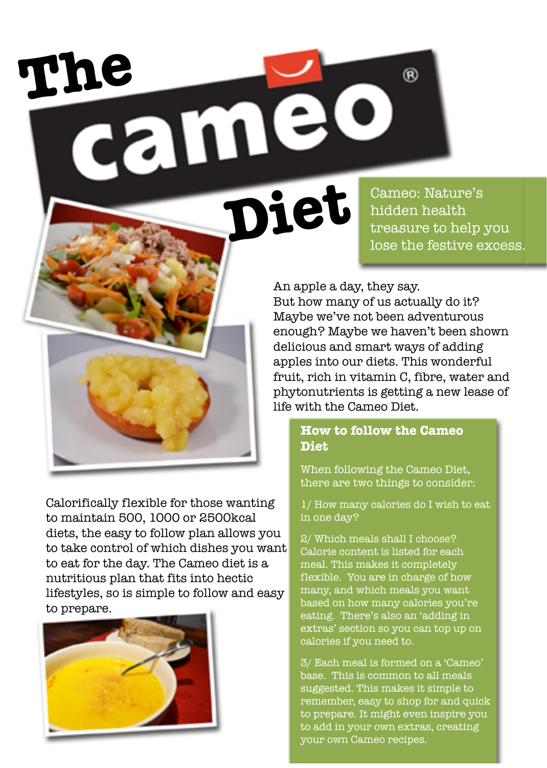# The cameo® Diet

Cameo: Nature's hidden health treasure to help you lose the festive excess.

An apple a day, they say. But how many of us actually do it? Maybe we've not been adventurous enough? Maybe we haven't been shown delicious and smart ways of adding apples into our diets. This wonderful fruit, rich in vitamin C, fibre, water and phytonutrients is getting a new lease of life with the Cameo Diet.

Calorifically flexible for those wanting to maintain 500, 1000 or 2500kcal diets, the easy to follow plan allows you to take control of which dishes you want to eat for the day. The Cameo diet is a nutritious plan that fits into hectic lifestyles, so is simple to follow and easy to prepare.

## How to follow the Cameo Diet

When following the Cameo Diet, there are two things to consider:

1/ How many calories do I wish to eat in one day?

2/ Which meals shall I choose? Calorie content is listed for each meal. This makes it completely flexible. You are in charge of how many, and which meals you want based on how many calories you're eating. There's also an 'adding in extras' section so you can top up on calories if you need to.

3/ Each meal is formed on a 'Cameo' base. This is common to all meals suggested. This makes it simple to remember, easy to shop for and quick to prepare. It might even inspire you to add in your own extras, creating your own Cameo recipes.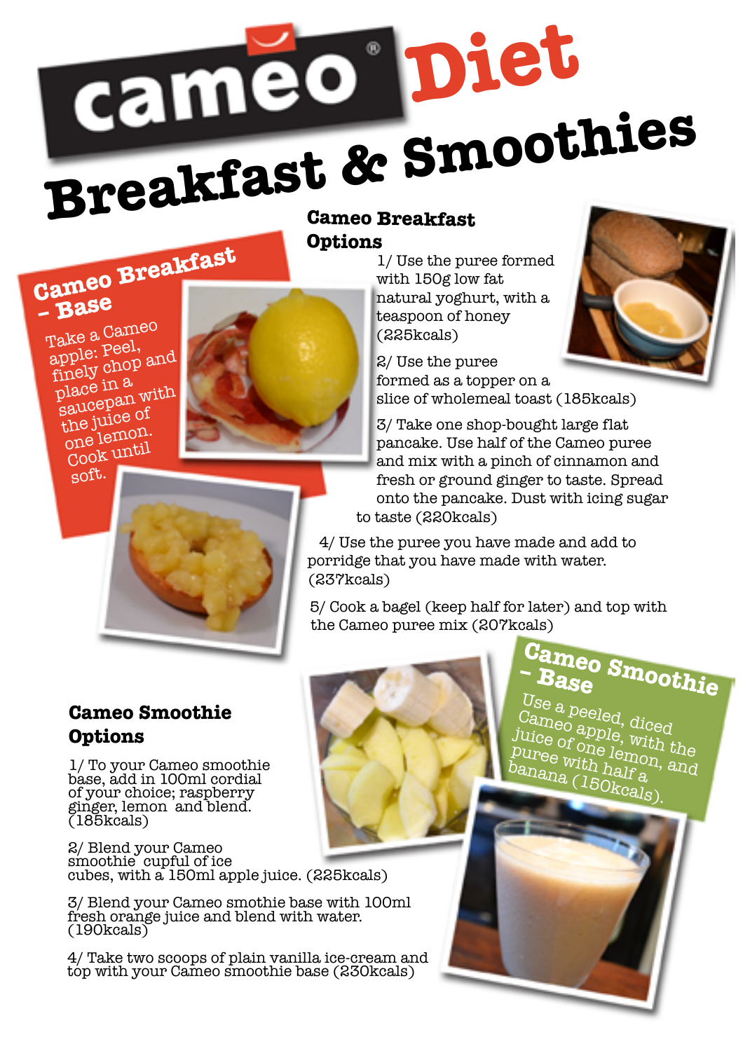# cameo Diet

# Breakfast & Smoothies

## Cameo Breakfast – Base

Take a Cameo apple: Peel, finely chop and place in a saucepan with the juice of one lemon. Cook until soft.

## Cameo Breakfast Options

1/ Use the puree formed with 150g low fat natural yoghurt, with a teaspoon of honey (225kcals)

2/ Use the puree formed as a topper on a slice of wholemeal toast (185kcals)

3/ Take one shop-bought large flat pancake. Use half of the Cameo puree and mix with a pinch of cinnamon and fresh or ground ginger to taste. Spread onto the pancake. Dust with icing sugar to taste (220kcals)

4/ Use the puree you have made and add to porridge that you have made with water. (237kcals)

5/ Cook a bagel (keep half for later) and top with the Cameo puree mix (207kcals)

## Cameo Smoothie – Base

Use a peeled, diced Cameo apple, with the juice of one lemon, and puree with half a banana (150kcals).

## Cameo Smoothie Options

1/ To your Cameo smoothie base, add in 100ml cordial of your choice; raspberry ginger, lemon and blend. (185kcals)

2/ Blend your Cameo smoothie cupful of ice cubes, with a 150ml apple juice. (225kcals)

3/ Blend your Cameo smothie base with 100ml fresh orange juice and blend with water. (190kcals)

4/ Take two scoops of plain vanilla ice-cream and top with your Cameo smoothie base (230kcals)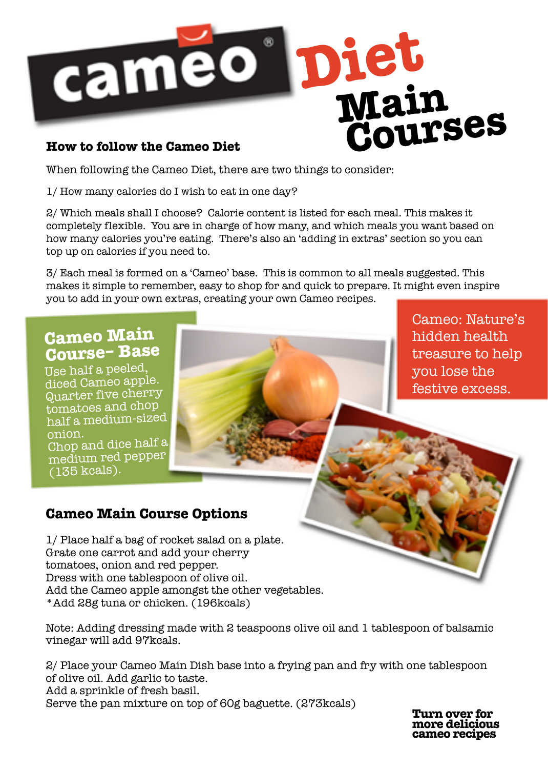# cameo® Diet Main Courses

## How to follow the Cameo Diet

When following the Cameo Diet, there are two things to consider:

1/ How many calories do I wish to eat in one day?

2/ Which meals shall I choose? Calorie content is listed for each meal. This makes it completely flexible. You are in charge of how many, and which meals you want based on how many calories you're eating. There's also an 'adding in extras' section so you can top up on calories if you need to.

3/ Each meal is formed on a 'Cameo' base. This is common to all meals suggested. This makes it simple to remember, easy to shop for and quick to prepare. It might even inspire you to add in your own extras, creating your own Cameo recipes.

## Cameo Main Course- Base

Use half a peeled, diced Cameo apple.
Quarter five cherry tomatoes and chop half a medium-sized onion.
Chop and dice half a medium red pepper (135 kcals).

Cameo: Nature's hidden health treasure to help you lose the festive excess.

## Cameo Main Course Options

1/ Place half a bag of rocket salad on a plate.
Grate one carrot and add your cherry tomatoes, onion and red pepper.
Dress with one tablespoon of olive oil.
Add the Cameo apple amongst the other vegetables.
*Add 28g tuna or chicken. (196kcals)

Note: Adding dressing made with 2 teaspoons olive oil and 1 tablespoon of balsamic vinegar will add 97kcals.

2/ Place your Cameo Main Dish base into a frying pan and fry with one tablespoon of olive oil. Add garlic to taste.
Add a sprinkle of fresh basil.
Serve the pan mixture on top of 60g baguette. (273kcals)

**Turn over for more delicious cameo recipes**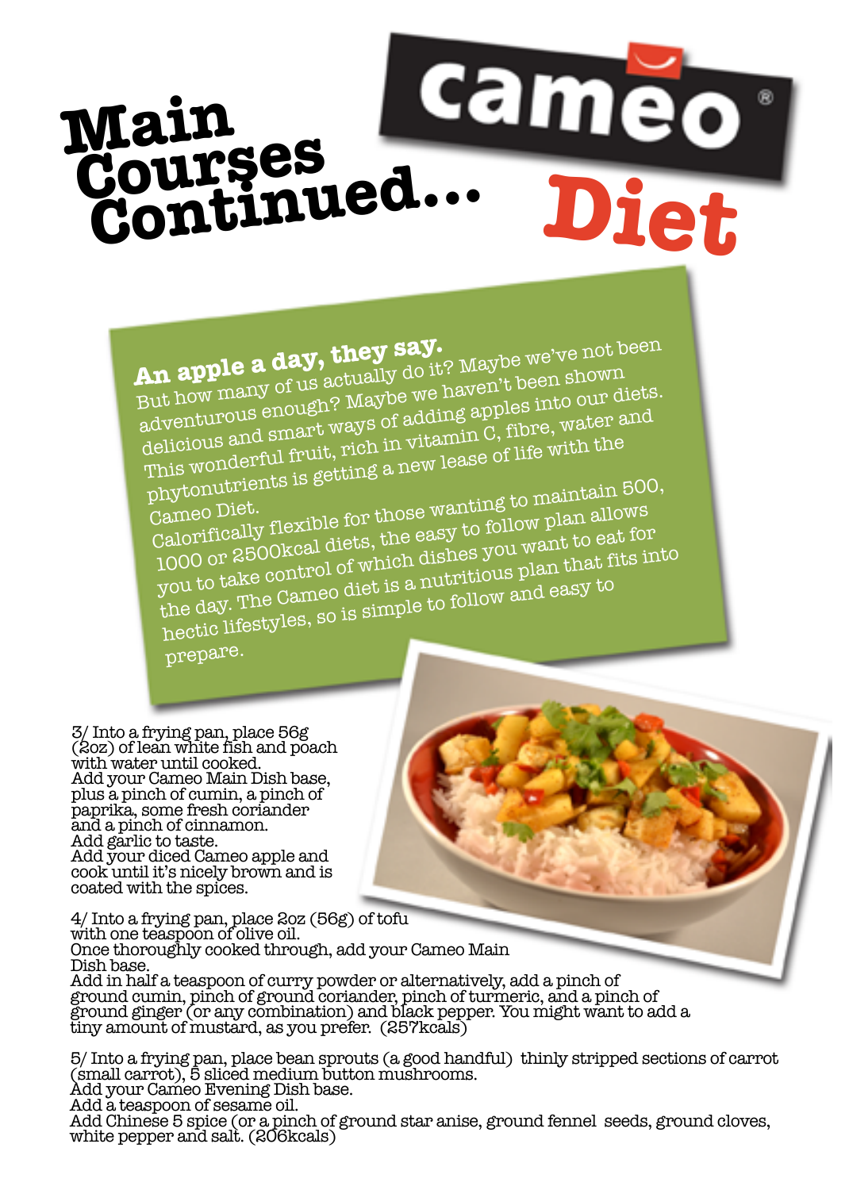# Main Courses Continued...

**cameo Diet**

**An apple a day, they say.**
But how many of us actually do it? Maybe we've not been adventurous enough? Maybe we haven't been shown delicious and smart ways of adding apples into our diets. This wonderful fruit, rich in vitamin C, fibre, water and phytonutrients is getting a new lease of life with the Cameo Diet.
Calorifically flexible for those wanting to maintain 500, 1000 or 2500kcal diets, the easy to follow plan allows you to take control of which dishes you want to eat for the day. The Cameo diet is a nutritious plan that fits into hectic lifestyles, so is simple to follow and easy to prepare.

3/ Into a frying pan, place 56g (2oz) of lean white fish and poach with water until cooked.
Add your Cameo Main Dish base, plus a pinch of cumin, a pinch of paprika, some fresh coriander and a pinch of cinnamon.
Add garlic to taste.
Add your diced Cameo apple and cook until it's nicely brown and is coated with the spices.

4/ Into a frying pan, place 2oz (56g) of tofu with one teaspoon of olive oil.
Once thoroughly cooked through, add your Cameo Main Dish base.
Add in half a teaspoon of curry powder or alternatively, add a pinch of ground cumin, pinch of ground coriander, pinch of turmeric, and a pinch of ground ginger (or any combination) and black pepper. You might want to add a tiny amount of mustard, as you prefer. (257kcals)

5/ Into a frying pan, place bean sprouts (a good handful) thinly stripped sections of carrot (small carrot), 5 sliced medium button mushrooms.
Add your Cameo Evening Dish base.
Add a teaspoon of sesame oil.
Add Chinese 5 spice (or a pinch of ground star anise, ground fennel seeds, ground cloves, white pepper and salt. (206kcals)